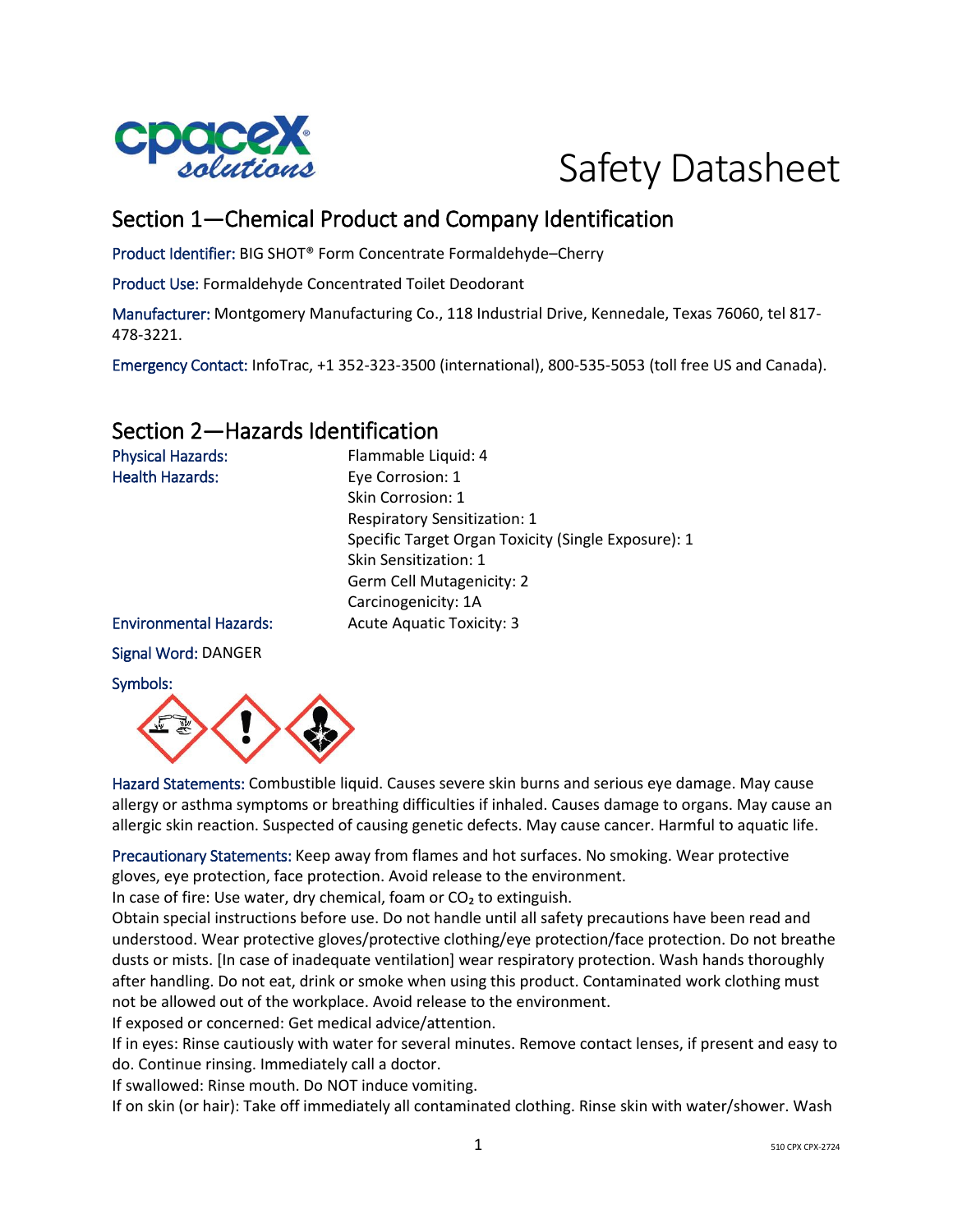# Safety Datasheet

## Section 1—Chemical Product and Company Identification

Product Identifier: BIG SHOT® Form Concentrate Formaldehyde–Cherry

Product Use: Formaldehyde Concentrated Toilet Deodorant

Manufacturer: Montgomery Manufacturing Co., 118 Industrial Drive, Kennedale, Texas 76060, tel 817-478-3221.

Emergency Contact: InfoTrac, +1 352-323-3500 (international), 800-535-5053 (toll free US and Canada).

## Section 2—Hazards Identification

| | |
|---|---|
| Physical Hazards: | Flammable Liquid: 4 |
| Health Hazards: | Eye Corrosion: 1 |
| | Skin Corrosion: 1 |
| | Respiratory Sensitization: 1 |
| | Specific Target Organ Toxicity (Single Exposure): 1 |
| | Skin Sensitization: 1 |
| | Germ Cell Mutagenicity: 2 |
| | Carcinogenicity: 1A |
| Environmental Hazards: | Acute Aquatic Toxicity: 3 |

Signal Word: DANGER

Symbols:

Hazard Statements: Combustible liquid. Causes severe skin burns and serious eye damage. May cause allergy or asthma symptoms or breathing difficulties if inhaled. Causes damage to organs. May cause an allergic skin reaction. Suspected of causing genetic defects. May cause cancer. Harmful to aquatic life.

Precautionary Statements: Keep away from flames and hot surfaces. No smoking. Wear protective gloves, eye protection, face protection. Avoid release to the environment.
In case of fire: Use water, dry chemical, foam or $CO_2$ to extinguish.
Obtain special instructions before use. Do not handle until all safety precautions have been read and understood. Wear protective gloves/protective clothing/eye protection/face protection. Do not breathe dusts or mists. [In case of inadequate ventilation] wear respiratory protection. Wash hands thoroughly after handling. Do not eat, drink or smoke when using this product. Contaminated work clothing must not be allowed out of the workplace. Avoid release to the environment.
If exposed or concerned: Get medical advice/attention.
If in eyes: Rinse cautiously with water for several minutes. Remove contact lenses, if present and easy to do. Continue rinsing. Immediately call a doctor.
If swallowed: Rinse mouth. Do NOT induce vomiting.
If on skin (or hair): Take off immediately all contaminated clothing. Rinse skin with water/shower. Wash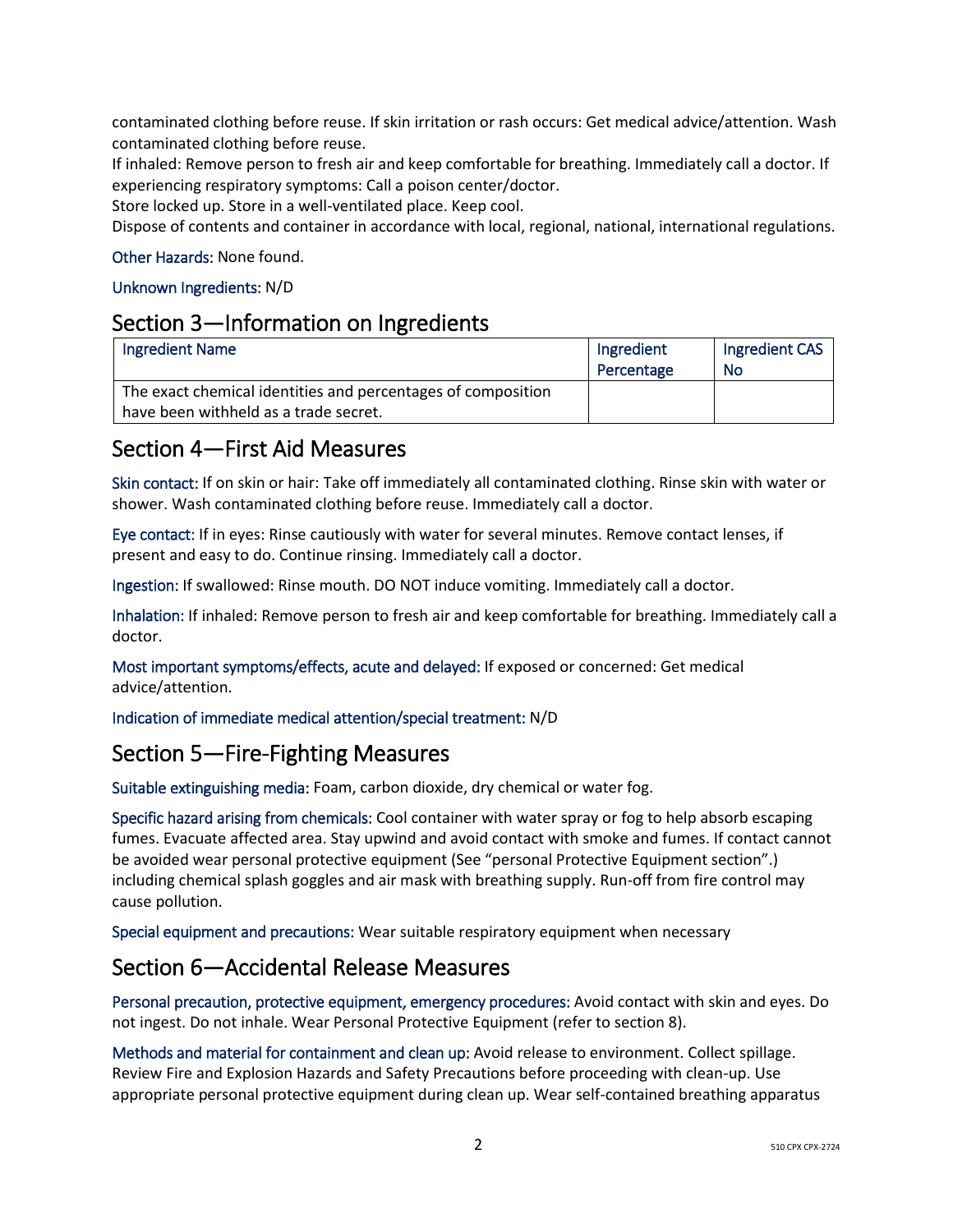contaminated clothing before reuse. If skin irritation or rash occurs: Get medical advice/attention. Wash contaminated clothing before reuse.
If inhaled: Remove person to fresh air and keep comfortable for breathing. Immediately call a doctor. If experiencing respiratory symptoms: Call a poison center/doctor.
Store locked up. Store in a well-ventilated place. Keep cool.
Dispose of contents and container in accordance with local, regional, national, international regulations.

Other Hazards: None found.

Unknown Ingredients: N/D

## Section 3—Information on Ingredients

| Ingredient Name | Ingredient Percentage | Ingredient CAS No |
|---|---|---|
| The exact chemical identities and percentages of composition have been withheld as a trade secret. | | |

## Section 4—First Aid Measures

Skin contact: If on skin or hair: Take off immediately all contaminated clothing. Rinse skin with water or shower. Wash contaminated clothing before reuse. Immediately call a doctor.

Eye contact: If in eyes: Rinse cautiously with water for several minutes. Remove contact lenses, if present and easy to do. Continue rinsing. Immediately call a doctor.

Ingestion: If swallowed: Rinse mouth. DO NOT induce vomiting. Immediately call a doctor.

Inhalation: If inhaled: Remove person to fresh air and keep comfortable for breathing. Immediately call a doctor.

Most important symptoms/effects, acute and delayed: If exposed or concerned: Get medical advice/attention.

Indication of immediate medical attention/special treatment: N/D

## Section 5—Fire-Fighting Measures

Suitable extinguishing media: Foam, carbon dioxide, dry chemical or water fog.

Specific hazard arising from chemicals: Cool container with water spray or fog to help absorb escaping fumes. Evacuate affected area. Stay upwind and avoid contact with smoke and fumes. If contact cannot be avoided wear personal protective equipment (See "personal Protective Equipment section".) including chemical splash goggles and air mask with breathing supply. Run-off from fire control may cause pollution.

Special equipment and precautions: Wear suitable respiratory equipment when necessary

## Section 6—Accidental Release Measures

Personal precaution, protective equipment, emergency procedures: Avoid contact with skin and eyes. Do not ingest. Do not inhale. Wear Personal Protective Equipment (refer to section 8).

Methods and material for containment and clean up: Avoid release to environment. Collect spillage. Review Fire and Explosion Hazards and Safety Precautions before proceeding with clean-up. Use appropriate personal protective equipment during clean up. Wear self-contained breathing apparatus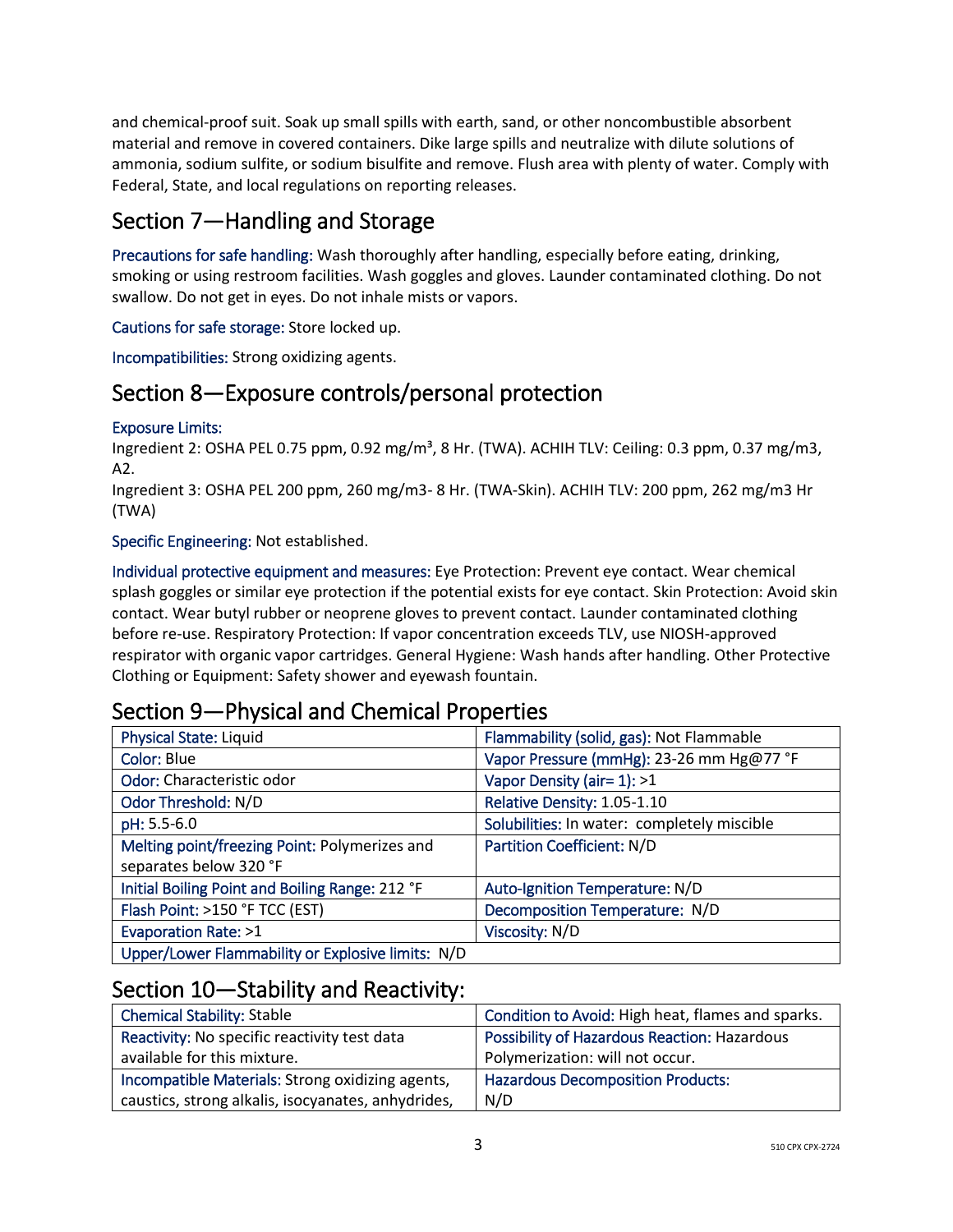and chemical-proof suit. Soak up small spills with earth, sand, or other noncombustible absorbent material and remove in covered containers. Dike large spills and neutralize with dilute solutions of ammonia, sodium sulfite, or sodium bisulfite and remove. Flush area with plenty of water. Comply with Federal, State, and local regulations on reporting releases.

## Section 7—Handling and Storage

Precautions for safe handling: Wash thoroughly after handling, especially before eating, drinking, smoking or using restroom facilities. Wash goggles and gloves. Launder contaminated clothing. Do not swallow. Do not get in eyes. Do not inhale mists or vapors.

Cautions for safe storage: Store locked up.

Incompatibilities: Strong oxidizing agents.

## Section 8—Exposure controls/personal protection

Exposure Limits:
Ingredient 2: OSHA PEL 0.75 ppm, 0.92 mg/m³, 8 Hr. (TWA). ACHIH TLV: Ceiling: 0.3 ppm, 0.37 mg/m3, A2.
Ingredient 3: OSHA PEL 200 ppm, 260 mg/m3- 8 Hr. (TWA-Skin). ACHIH TLV: 200 ppm, 262 mg/m3 Hr (TWA)

Specific Engineering: Not established.

Individual protective equipment and measures: Eye Protection: Prevent eye contact. Wear chemical splash goggles or similar eye protection if the potential exists for eye contact. Skin Protection: Avoid skin contact. Wear butyl rubber or neoprene gloves to prevent contact. Launder contaminated clothing before re-use. Respiratory Protection: If vapor concentration exceeds TLV, use NIOSH-approved respirator with organic vapor cartridges. General Hygiene: Wash hands after handling. Other Protective Clothing or Equipment: Safety shower and eyewash fountain.

## Section 9—Physical and Chemical Properties

| | |
|---|---|
| Physical State: Liquid | Flammability (solid, gas): Not Flammable |
| Color: Blue | Vapor Pressure (mmHg): 23-26 mm Hg@77 °F |
| Odor: Characteristic odor | Vapor Density (air= 1): >1 |
| Odor Threshold: N/D | Relative Density: 1.05-1.10 |
| pH: 5.5-6.0 | Solubilities: In water: completely miscible |
| Melting point/freezing Point: Polymerizes and separates below 320 °F | Partition Coefficient: N/D |
| Initial Boiling Point and Boiling Range: 212 °F | Auto-Ignition Temperature: N/D |
| Flash Point: >150 °F TCC (EST) | Decomposition Temperature: N/D |
| Evaporation Rate: >1 | Viscosity: N/D |
| Upper/Lower Flammability or Explosive limits: N/D | |

## Section 10—Stability and Reactivity:

| | |
|---|---|
| Chemical Stability: Stable | Condition to Avoid: High heat, flames and sparks. |
| Reactivity: No specific reactivity test data available for this mixture. | Possibility of Hazardous Reaction: Hazardous Polymerization: will not occur. |
| Incompatible Materials: Strong oxidizing agents, caustics, strong alkalis, isocyanates, anhydrides, | Hazardous Decomposition Products: N/D |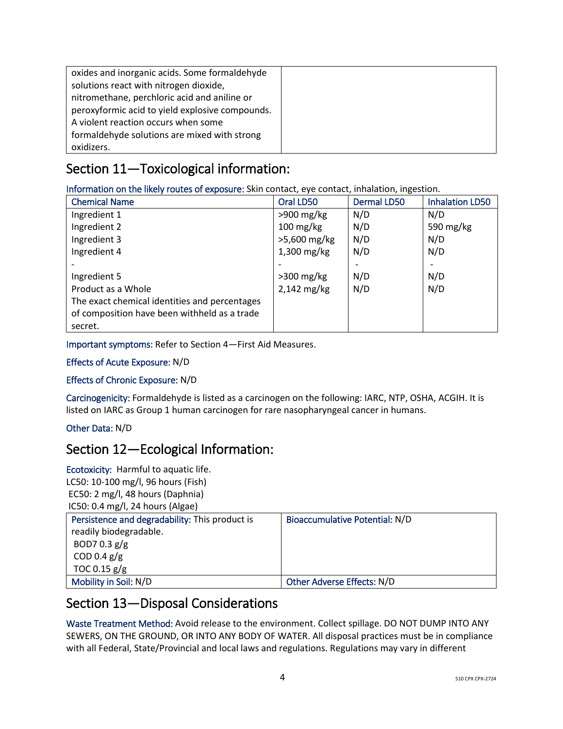| | |
|---|---|
| oxides and inorganic acids. Some formaldehyde solutions react with nitrogen dioxide, nitromethane, perchloric acid and aniline or peroxyformic acid to yield explosive compounds. A violent reaction occurs when some formaldehyde solutions are mixed with strong oxidizers. | |

## Section 11—Toxicological information:

Information on the likely routes of exposure: Skin contact, eye contact, inhalation, ingestion.

| Chemical Name | Oral LD50 | Dermal LD50 | Inhalation LD50 |
|---|---|---|---|
| Ingredient 1 | >900 mg/kg | N/D | N/D |
| Ingredient 2 | 100 mg/kg | N/D | 590 mg/kg |
| Ingredient 3 | >5,600 mg/kg | N/D | N/D |
| Ingredient 4 | 1,300 mg/kg | N/D | N/D |
| - | - | - | - |
| Ingredient 5 | >300 mg/kg | N/D | N/D |
| Product as a Whole | 2,142 mg/kg | N/D | N/D |
| The exact chemical identities and percentages of composition have been withheld as a trade secret. | | | |

Important symptoms: Refer to Section 4—First Aid Measures.

Effects of Acute Exposure: N/D

Effects of Chronic Exposure: N/D

Carcinogenicity: Formaldehyde is listed as a carcinogen on the following: IARC, NTP, OSHA, ACGIH. It is listed on IARC as Group 1 human carcinogen for rare nasopharyngeal cancer in humans.

Other Data: N/D

## Section 12—Ecological Information:

Ecotoxicity: Harmful to aquatic life.
LC50: 10-100 mg/l, 96 hours (Fish)
EC50: 2 mg/l, 48 hours (Daphnia)
IC50: 0.4 mg/l, 24 hours (Algae)

| | |
|---|---|
| Persistence and degradability: This product is readily biodegradable.<br>BOD7 0.3 g/g<br>COD 0.4 g/g<br>TOC 0.15 g/g | Bioaccumulative Potential: N/D |
| Mobility in Soil: N/D | Other Adverse Effects: N/D |

## Section 13—Disposal Considerations

Waste Treatment Method: Avoid release to the environment. Collect spillage. DO NOT DUMP INTO ANY SEWERS, ON THE GROUND, OR INTO ANY BODY OF WATER. All disposal practices must be in compliance with all Federal, State/Provincial and local laws and regulations. Regulations may vary in different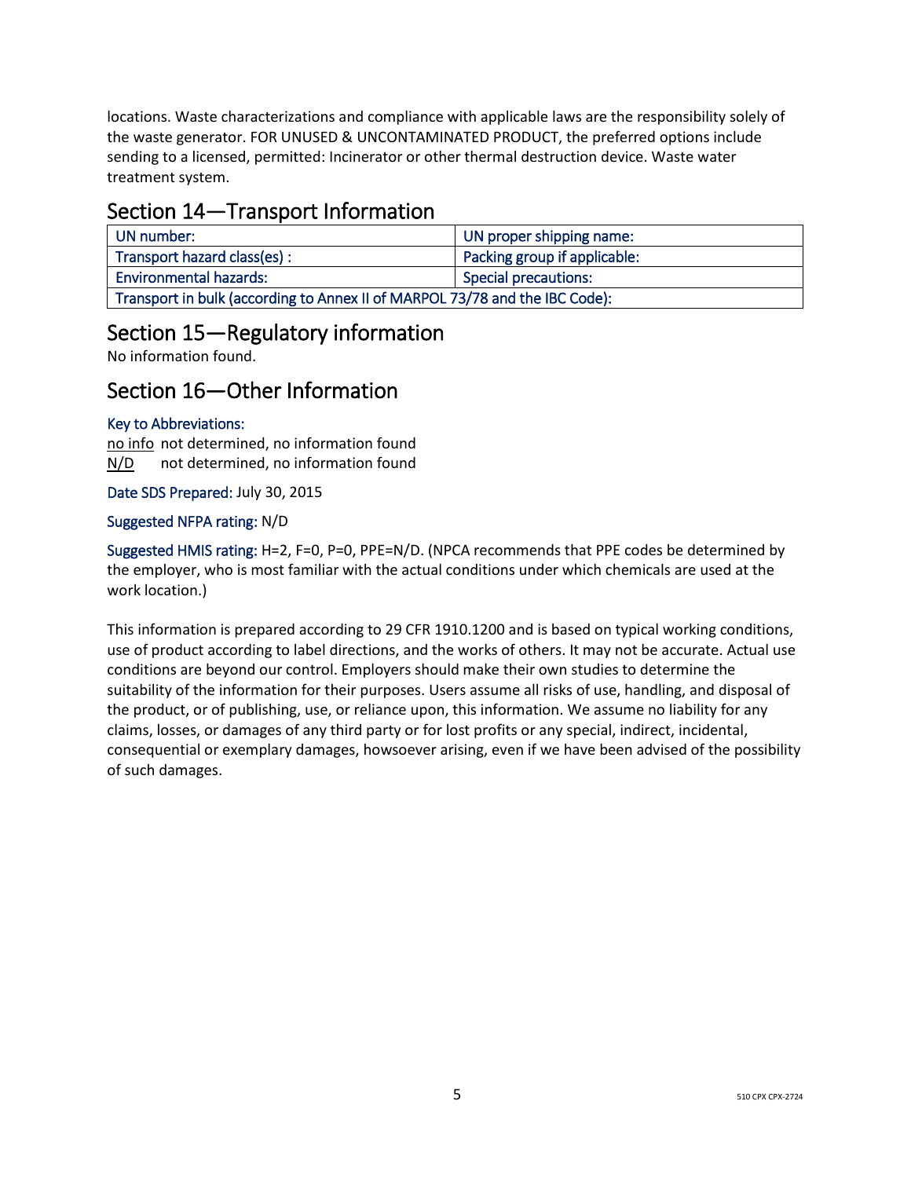locations. Waste characterizations and compliance with applicable laws are the responsibility solely of the waste generator. FOR UNUSED & UNCONTAMINATED PRODUCT, the preferred options include sending to a licensed, permitted: Incinerator or other thermal destruction device. Waste water treatment system.

## Section 14—Transport Information

| | |
|---|---|
| UN number: | UN proper shipping name: |
| Transport hazard class(es) : | Packing group if applicable: |
| Environmental hazards: | Special precautions: |
| Transport in bulk (according to Annex II of MARPOL 73/78 and the IBC Code): | |

## Section 15—Regulatory information

No information found.

## Section 16—Other Information

**Key to Abbreviations:**

no info  not determined, no information found
N/D  not determined, no information found

**Date SDS Prepared:** July 30, 2015

**Suggested NFPA rating:** N/D

**Suggested HMIS rating:** H=2, F=0, P=0, PPE=N/D. (NPCA recommends that PPE codes be determined by the employer, who is most familiar with the actual conditions under which chemicals are used at the work location.)

This information is prepared according to 29 CFR 1910.1200 and is based on typical working conditions, use of product according to label directions, and the works of others. It may not be accurate. Actual use conditions are beyond our control. Employers should make their own studies to determine the suitability of the information for their purposes. Users assume all risks of use, handling, and disposal of the product, or of publishing, use, or reliance upon, this information. We assume no liability for any claims, losses, or damages of any third party or for lost profits or any special, indirect, incidental, consequential or exemplary damages, howsoever arising, even if we have been advised of the possibility of such damages.